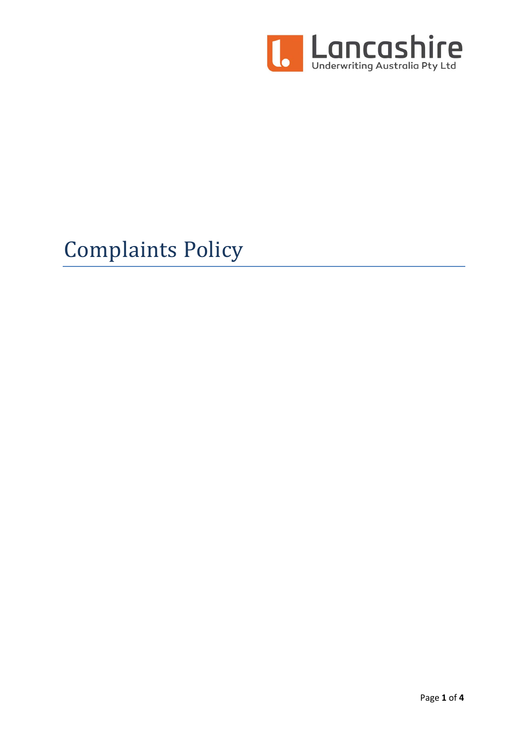Lancashire
Underwriting Australia Pty Ltd

# Complaints Policy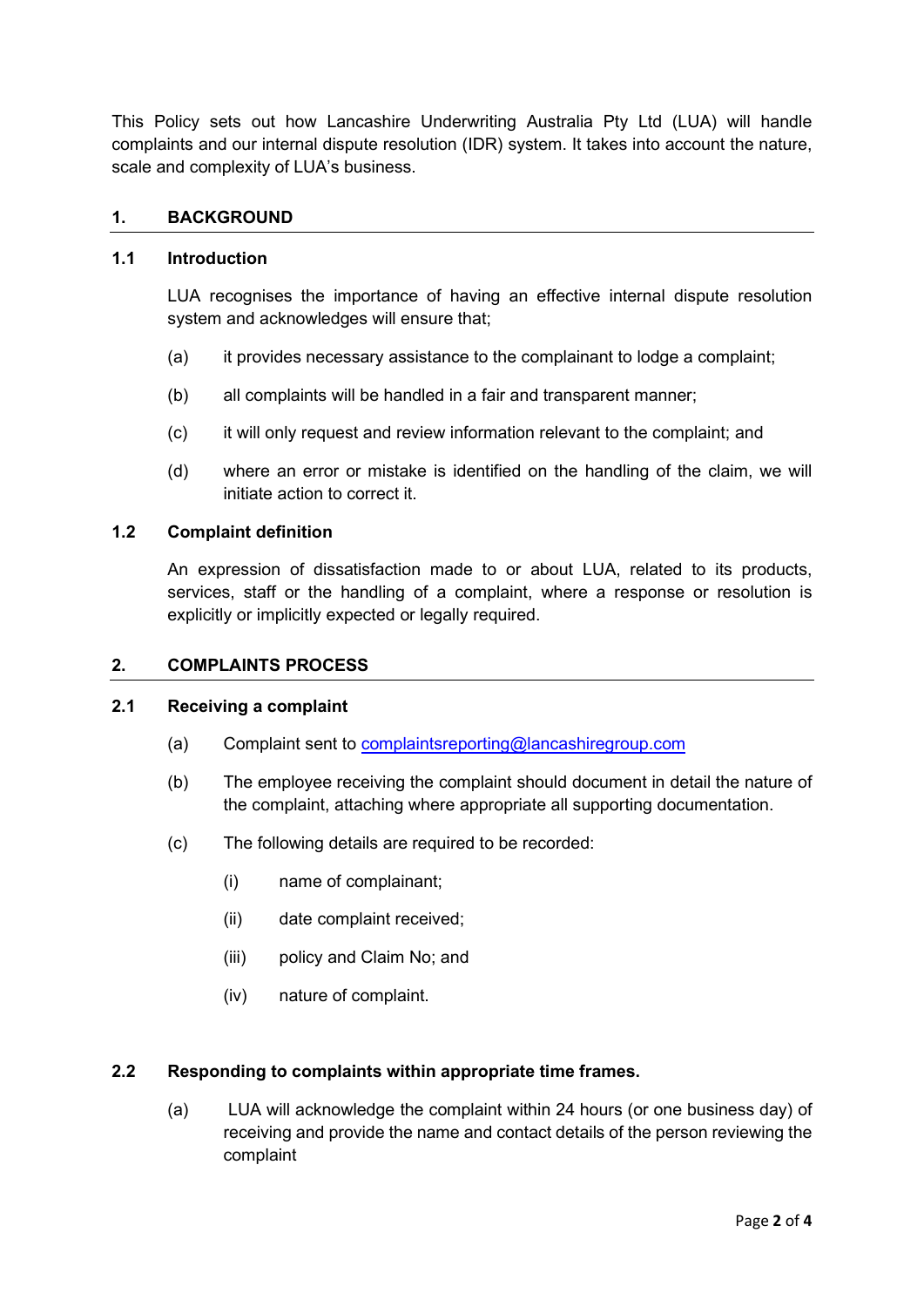This Policy sets out how Lancashire Underwriting Australia Pty Ltd (LUA) will handle complaints and our internal dispute resolution (IDR) system. It takes into account the nature, scale and complexity of LUA's business.

## 1. BACKGROUND

### 1.1 Introduction

LUA recognises the importance of having an effective internal dispute resolution system and acknowledges will ensure that;

(a) it provides necessary assistance to the complainant to lodge a complaint;

(b) all complaints will be handled in a fair and transparent manner;

(c) it will only request and review information relevant to the complaint; and

(d) where an error or mistake is identified on the handling of the claim, we will initiate action to correct it.

### 1.2 Complaint definition

An expression of dissatisfaction made to or about LUA, related to its products, services, staff or the handling of a complaint, where a response or resolution is explicitly or implicitly expected or legally required.

## 2. COMPLAINTS PROCESS

### 2.1 Receiving a complaint

(a) Complaint sent to complaintsreporting@lancashiregroup.com

(b) The employee receiving the complaint should document in detail the nature of the complaint, attaching where appropriate all supporting documentation.

(c) The following details are required to be recorded:

(i) name of complainant;

(ii) date complaint received;

(iii) policy and Claim No; and

(iv) nature of complaint.

### 2.2 Responding to complaints within appropriate time frames.

(a) LUA will acknowledge the complaint within 24 hours (or one business day) of receiving and provide the name and contact details of the person reviewing the complaint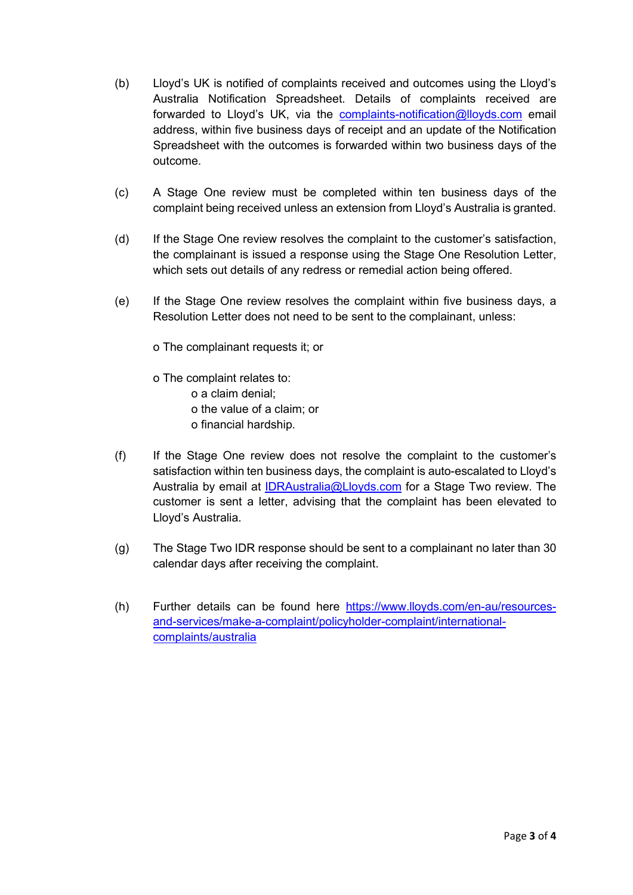(b) Lloyd's UK is notified of complaints received and outcomes using the Lloyd's Australia Notification Spreadsheet. Details of complaints received are forwarded to Lloyd's UK, via the [complaints-notification@lloyds.com](mailto:complaints-notification@lloyds.com) email address, within five business days of receipt and an update of the Notification Spreadsheet with the outcomes is forwarded within two business days of the outcome.

(c) A Stage One review must be completed within ten business days of the complaint being received unless an extension from Lloyd's Australia is granted.

(d) If the Stage One review resolves the complaint to the customer's satisfaction, the complainant is issued a response using the Stage One Resolution Letter, which sets out details of any redress or remedial action being offered.

(e) If the Stage One review resolves the complaint within five business days, a Resolution Letter does not need to be sent to the complainant, unless:

- The complainant requests it; or
- The complaint relates to:
  - a claim denial;
  - the value of a claim; or
  - financial hardship.

(f) If the Stage One review does not resolve the complaint to the customer's satisfaction within ten business days, the complaint is auto-escalated to Lloyd's Australia by email at [IDRAustralia@Lloyds.com](mailto:IDRAustralia@Lloyds.com) for a Stage Two review. The customer is sent a letter, advising that the complaint has been elevated to Lloyd's Australia.

(g) The Stage Two IDR response should be sent to a complainant no later than 30 calendar days after receiving the complaint.

(h) Further details can be found here [https://www.lloyds.com/en-au/resources-and-services/make-a-complaint/policyholder-complaint/international-complaints/australia](https://www.lloyds.com/en-au/resources-and-services/make-a-complaint/policyholder-complaint/international-complaints/australia)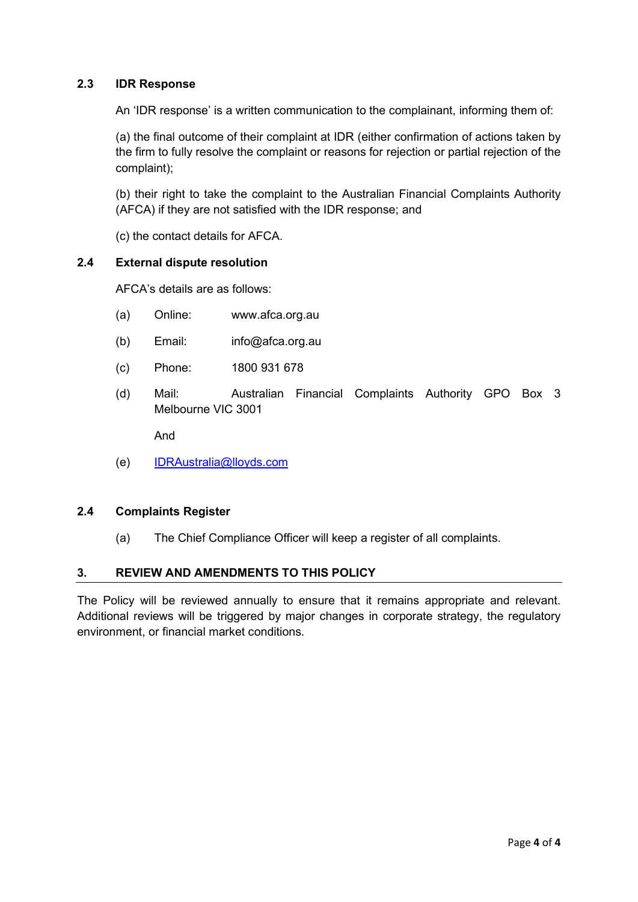### 2.3 IDR Response

An 'IDR response' is a written communication to the complainant, informing them of:

(a) the final outcome of their complaint at IDR (either confirmation of actions taken by the firm to fully resolve the complaint or reasons for rejection or partial rejection of the complaint);

(b) their right to take the complaint to the Australian Financial Complaints Authority (AFCA) if they are not satisfied with the IDR response; and

(c) the contact details for AFCA.

### 2.4 External dispute resolution

AFCA's details are as follows:

(a) Online: www.afca.org.au

(b) Email: info@afca.org.au

(c) Phone: 1800 931 678

(d) Mail: Australian Financial Complaints Authority GPO Box 3 Melbourne VIC 3001

And

(e) [IDRAustralia@lloyds.com](mailto:IDRAustralia@lloyds.com)

### 2.4 Complaints Register

(a) The Chief Compliance Officer will keep a register of all complaints.

## 3. REVIEW AND AMENDMENTS TO THIS POLICY

The Policy will be reviewed annually to ensure that it remains appropriate and relevant. Additional reviews will be triggered by major changes in corporate strategy, the regulatory environment, or financial market conditions.